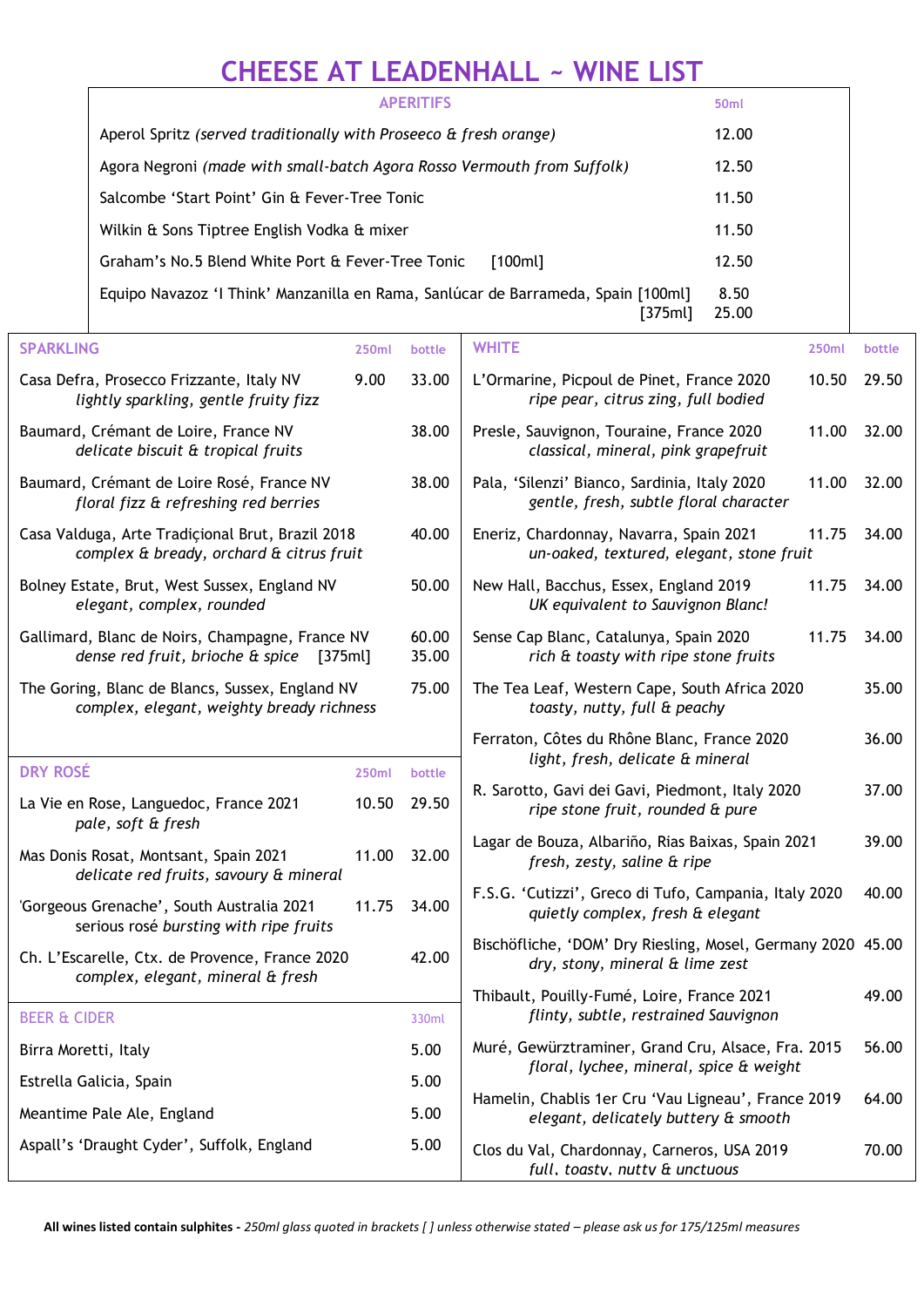# CHEESE AT LEADENHALL ~ WINE LIST

## APERITIFS

| APERITIFS | 50ml |
|---|---|
| Aperol Spritz *(served traditionally with Proseeco & fresh orange)* | 12.00 |
| Agora Negroni *(made with small-batch Agora Rosso Vermouth from Suffolk)* | 12.50 |
| Salcombe 'Start Point' Gin & Fever-Tree Tonic | 11.50 |
| Wilkin & Sons Tiptree English Vodka & mixer | 11.50 |
| Graham's No.5 Blend White Port & Fever-Tree Tonic [100ml] | 12.50 |
| Equipo Navazoz 'I Think' Manzanilla en Rama, Sanlúcar de Barrameda, Spain [100ml] | 8.50 |
| [375ml] | 25.00 |

## SPARKLING

| SPARKLING | 250ml | bottle |
|---|---|---|
| Casa Defra, Prosecco Frizzante, Italy NV<br>*lightly sparkling, gentle fruity fizz* | 9.00 | 33.00 |
| Baumard, Crémant de Loire, France NV<br>*delicate biscuit & tropical fruits* | | 38.00 |
| Baumard, Crémant de Loire Rosé, France NV<br>*floral fizz & refreshing red berries* | | 38.00 |
| Casa Valduga, Arte Tradiçional Brut, Brazil 2018<br>*complex & bready, orchard & citrus fruit* | | 40.00 |
| Bolney Estate, Brut, West Sussex, England NV<br>*elegant, complex, rounded* | | 50.00 |
| Gallimard, Blanc de Noirs, Champagne, France NV<br>*dense red fruit, brioche & spice* [375ml] | | 60.00<br>35.00 |
| The Goring, Blanc de Blancs, Sussex, England NV<br>*complex, elegant, weighty bready richness* | | 75.00 |

## DRY ROSÉ

| DRY ROSÉ | 250ml | bottle |
|---|---|---|
| La Vie en Rose, Languedoc, France 2021<br>*pale, soft & fresh* | 10.50 | 29.50 |
| Mas Donis Rosat, Montsant, Spain 2021<br>*delicate red fruits, savoury & mineral* | 11.00 | 32.00 |
| 'Gorgeous Grenache', South Australia 2021<br>serious rosé *bursting with ripe fruits* | 11.75 | 34.00 |
| Ch. L'Escarelle, Ctx. de Provence, France 2020<br>*complex, elegant, mineral & fresh* | | 42.00 |

## BEER & CIDER

| BEER & CIDER | 330ml |
|---|---|
| Birra Moretti, Italy | 5.00 |
| Estrella Galicia, Spain | 5.00 |
| Meantime Pale Ale, England | 5.00 |
| Aspall's 'Draught Cyder', Suffolk, England | 5.00 |

## WHITE

| WHITE | 250ml | bottle |
|---|---|---|
| L'Ormarine, Picpoul de Pinet, France 2020<br>*ripe pear, citrus zing, full bodied* | 10.50 | 29.50 |
| Presle, Sauvignon, Touraine, France 2020<br>*classical, mineral, pink grapefruit* | 11.00 | 32.00 |
| Pala, 'Silenzi' Bianco, Sardinia, Italy 2020<br>*gentle, fresh, subtle floral character* | 11.00 | 32.00 |
| Eneriz, Chardonnay, Navarra, Spain 2021<br>*un-oaked, textured, elegant, stone fruit* | 11.75 | 34.00 |
| New Hall, Bacchus, Essex, England 2019<br>*UK equivalent to Sauvignon Blanc!* | 11.75 | 34.00 |
| Sense Cap Blanc, Catalunya, Spain 2020<br>*rich & toasty with ripe stone fruits* | 11.75 | 34.00 |
| The Tea Leaf, Western Cape, South Africa 2020<br>*toasty, nutty, full & peachy* | | 35.00 |
| Ferraton, Côtes du Rhône Blanc, France 2020<br>*light, fresh, delicate & mineral* | | 36.00 |
| R. Sarotto, Gavi dei Gavi, Piedmont, Italy 2020<br>*ripe stone fruit, rounded & pure* | | 37.00 |
| Lagar de Bouza, Albariño, Rias Baixas, Spain 2021<br>*fresh, zesty, saline & ripe* | | 39.00 |
| F.S.G. 'Cutizzi', Greco di Tufo, Campania, Italy 2020<br>*quietly complex, fresh & elegant* | | 40.00 |
| Bischöfliche, 'DOM' Dry Riesling, Mosel, Germany 2020<br>*dry, stony, mineral & lime zest* | | 45.00 |
| Thibault, Pouilly-Fumé, Loire, France 2021<br>*flinty, subtle, restrained Sauvignon* | | 49.00 |
| Muré, Gewürztraminer, Grand Cru, Alsace, Fra. 2015<br>*floral, lychee, mineral, spice & weight* | | 56.00 |
| Hamelin, Chablis 1er Cru 'Vau Ligneau', France 2019<br>*elegant, delicately buttery & smooth* | | 64.00 |
| Clos du Val, Chardonnay, Carneros, USA 2019<br>*full, toasty, nutty & unctuous* | | 70.00 |

**All wines listed contain sulphites -** *250ml glass quoted in brackets [ ] unless otherwise stated – please ask us for 175/125ml measures*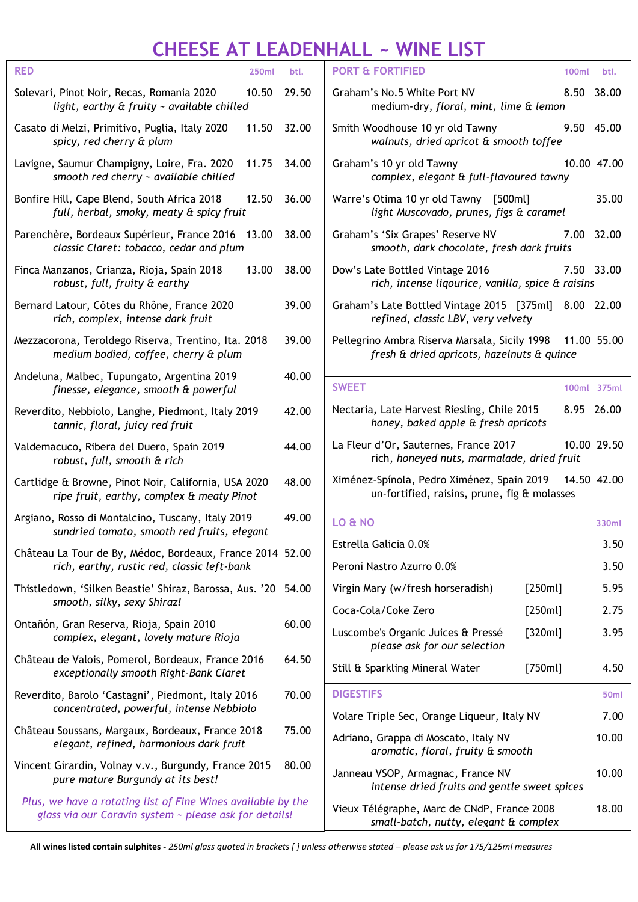# CHEESE AT LEADENHALL ~ WINE LIST

## RED

| RED | 250ml | btl. |
|---|---|---|
| Solevari, Pinot Noir, Recas, Romania 2020<br>*light, earthy & fruity ~ available chilled* | 10.50 | 29.50 |
| Casato di Melzi, Primitivo, Puglia, Italy 2020<br>*spicy, red cherry & plum* | 11.50 | 32.00 |
| Lavigne, Saumur Champigny, Loire, Fra. 2020<br>*smooth red cherry ~ available chilled* | 11.75 | 34.00 |
| Bonfire Hill, Cape Blend, South Africa 2018<br>*full, herbal, smoky, meaty & spicy fruit* | 12.50 | 36.00 |
| Parenchère, Bordeaux Supérieur, France 2016<br>*classic Claret: tobacco, cedar and plum* | 13.00 | 38.00 |
| Finca Manzanos, Crianza, Rioja, Spain 2018<br>*robust, full, fruity & earthy* | 13.00 | 38.00 |
| Bernard Latour, Côtes du Rhône, France 2020<br>*rich, complex, intense dark fruit* | | 39.00 |
| Mezzacorona, Teroldego Riserva, Trentino, Ita. 2018<br>*medium bodied, coffee, cherry & plum* | | 39.00 |
| Andeluna, Malbec, Tupungato, Argentina 2019<br>*finesse, elegance, smooth & powerful* | | 40.00 |
| Reverdito, Nebbiolo, Langhe, Piedmont, Italy 2019<br>*tannic, floral, juicy red fruit* | | 42.00 |
| Valdemacuco, Ribera del Duero, Spain 2019<br>*robust, full, smooth & rich* | | 44.00 |
| Cartlidge & Browne, Pinot Noir, California, USA 2020<br>*ripe fruit, earthy, complex & meaty Pinot* | | 48.00 |
| Argiano, Rosso di Montalcino, Tuscany, Italy 2019<br>*sundried tomato, smooth red fruits, elegant* | | 49.00 |
| Château La Tour de By, Médoc, Bordeaux, France 2014<br>*rich, earthy, rustic red, classic left-bank* | | 52.00 |
| Thistledown, 'Silken Beastie' Shiraz, Barossa, Aus. '20<br>*smooth, silky, sexy Shiraz!* | | 54.00 |
| Ontañón, Gran Reserva, Rioja, Spain 2010<br>*complex, elegant, lovely mature Rioja* | | 60.00 |
| Château de Valois, Pomerol, Bordeaux, France 2016<br>*exceptionally smooth Right-Bank Claret* | | 64.50 |
| Reverdito, Barolo 'Castagni', Piedmont, Italy 2016<br>*concentrated, powerful, intense Nebbiolo* | | 70.00 |
| Château Soussans, Margaux, Bordeaux, France 2018<br>*elegant, refined, harmonious dark fruit* | | 75.00 |
| Vincent Girardin, Volnay v.v., Burgundy, France 2015<br>*pure mature Burgundy at its best!* | | 80.00 |

*Plus, we have a rotating list of Fine Wines available by the glass via our Coravin system ~ please ask for details!*

## PORT & FORTIFIED

| PORT & FORTIFIED | 100ml | btl. |
|---|---|---|
| Graham's No.5 White Port NV<br>*medium-dry, floral, mint, lime & lemon* | 8.50 | 38.00 |
| Smith Woodhouse 10 yr old Tawny<br>*walnuts, dried apricot & smooth toffee* | 9.50 | 45.00 |
| Graham's 10 yr old Tawny<br>*complex, elegant & full-flavoured tawny* | 10.00 | 47.00 |
| Warre's Otima 10 yr old Tawny [500ml]<br>*light Muscovado, prunes, figs & caramel* | | 35.00 |
| Graham's 'Six Grapes' Reserve NV<br>*smooth, dark chocolate, fresh dark fruits* | 7.00 | 32.00 |
| Dow's Late Bottled Vintage 2016<br>*rich, intense liqourice, vanilla, spice & raisins* | 7.50 | 33.00 |
| Graham's Late Bottled Vintage 2015 [375ml]<br>*refined, classic LBV, very velvety* | 8.00 | 22.00 |
| Pellegrino Ambra Riserva Marsala, Sicily 1998<br>*fresh & dried apricots, hazelnuts & quince* | 11.00 | 55.00 |

## SWEET

| SWEET | 100ml | 375ml |
|---|---|---|
| Nectaria, Late Harvest Riesling, Chile 2015<br>*honey, baked apple & fresh apricots* | 8.95 | 26.00 |
| La Fleur d'Or, Sauternes, France 2017<br>*rich, honeyed nuts, marmalade, dried fruit* | 10.00 | 29.50 |
| Ximénez-Spínola, Pedro Ximénez, Spain 2019<br>un-fortified, raisins, prune, fig & molasses | 14.50 | 42.00 |

## LO & NO

| LO & NO | | 330ml |
|---|---|---|
| Estrella Galicia 0.0% | | 3.50 |
| Peroni Nastro Azurro 0.0% | | 3.50 |
| Virgin Mary (w/fresh horseradish) | [250ml] | 5.95 |
| Coca-Cola/Coke Zero | [250ml] | 2.75 |
| Luscombe's Organic Juices & Pressé<br>*please ask for our selection* | [320ml] | 3.95 |
| Still & Sparkling Mineral Water | [750ml] | 4.50 |

## DIGESTIFS

| DIGESTIFS | 50ml |
|---|---|
| Volare Triple Sec, Orange Liqueur, Italy NV | 7.00 |
| Adriano, Grappa di Moscato, Italy NV<br>*aromatic, floral, fruity & smooth* | 10.00 |
| Janneau VSOP, Armagnac, France NV<br>*intense dried fruits and gentle sweet spices* | 10.00 |
| Vieux Télégraphe, Marc de CNdP, France 2008<br>*small-batch, nutty, elegant & complex* | 18.00 |

**All wines listed contain sulphites -** *250ml glass quoted in brackets [ ] unless otherwise stated – please ask us for 175/125ml measures*